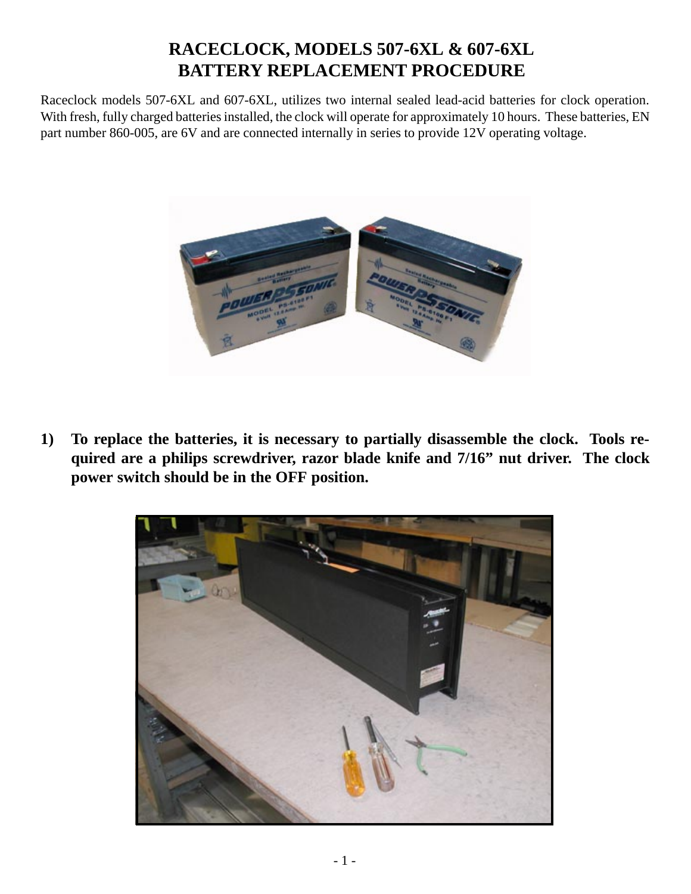# RACECLOCK, MODELS 507-6XL & 607-6XL
# BATTERY REPLACEMENT PROCEDURE

Raceclock models 507-6XL and 607-6XL, utilizes two internal sealed lead-acid batteries for clock operation. With fresh, fully charged batteries installed, the clock will operate for approximately 10 hours. These batteries, EN part number 860-005, are 6V and are connected internally in series to provide 12V operating voltage.

1) **To replace the batteries, it is necessary to partially disassemble the clock. Tools required are a philips screwdriver, razor blade knife and 7/16" nut driver. The clock power switch should be in the OFF position.**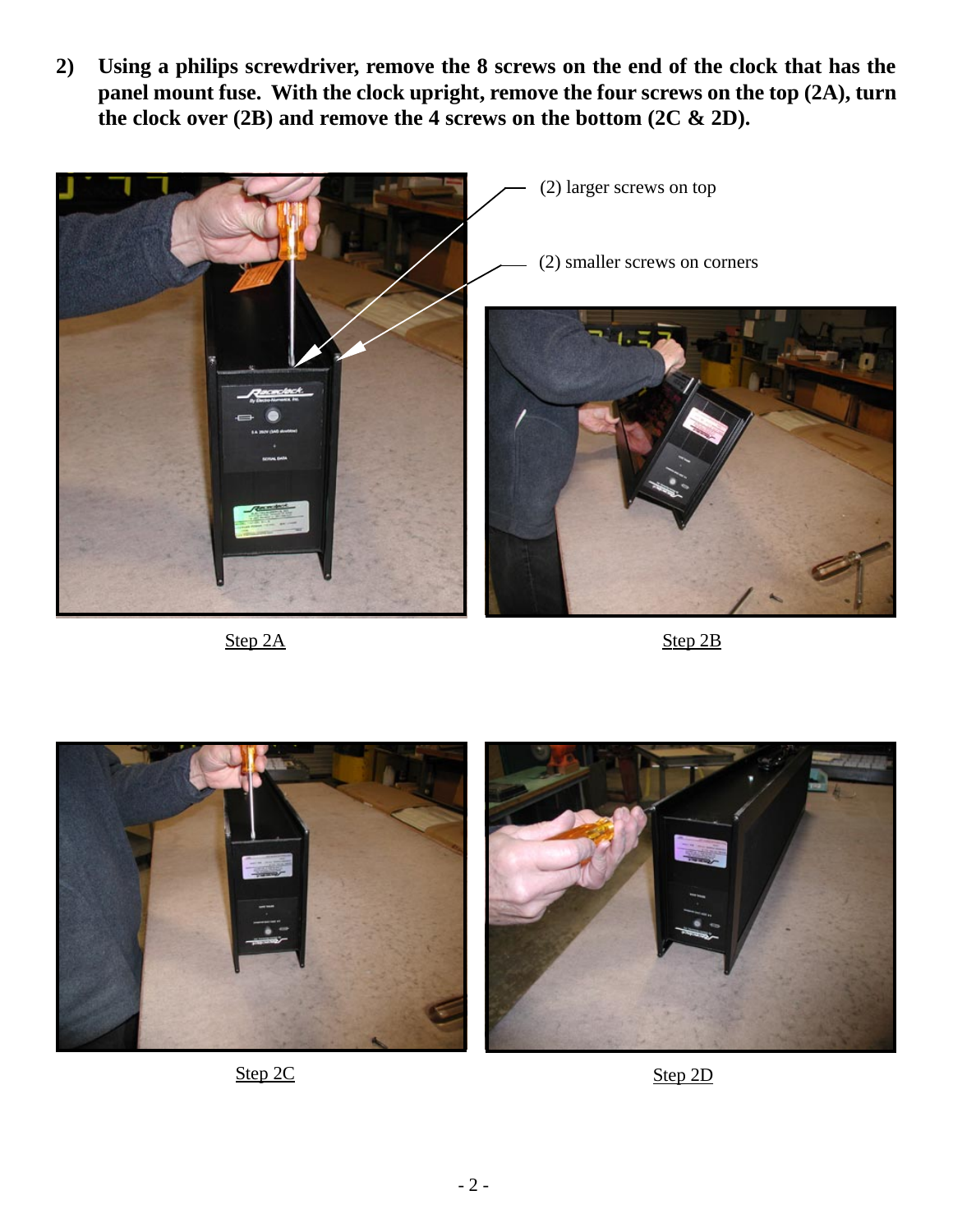**2) Using a philips screwdriver, remove the 8 screws on the end of the clock that has the panel mount fuse. With the clock upright, remove the four screws on the top (2A), turn the clock over (2B) and remove the 4 screws on the bottom (2C & 2D).**

(2) larger screws on top

(2) smaller screws on corners

Step 2A

Step 2B

Step 2C

Step 2D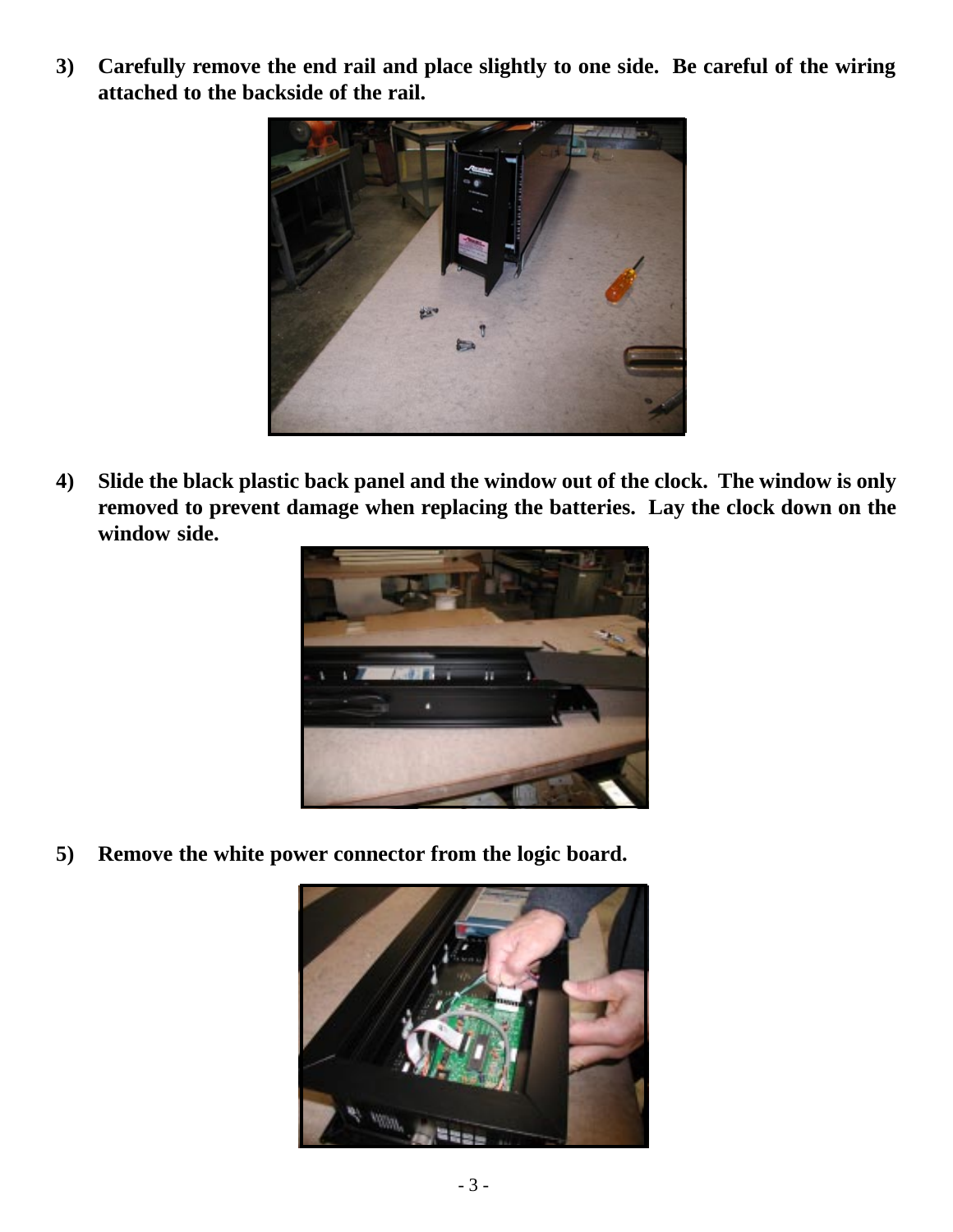**3) Carefully remove the end rail and place slightly to one side. Be careful of the wiring attached to the backside of the rail.**

**4) Slide the black plastic back panel and the window out of the clock. The window is only removed to prevent damage when replacing the batteries. Lay the clock down on the window side.**

**5) Remove the white power connector from the logic board.**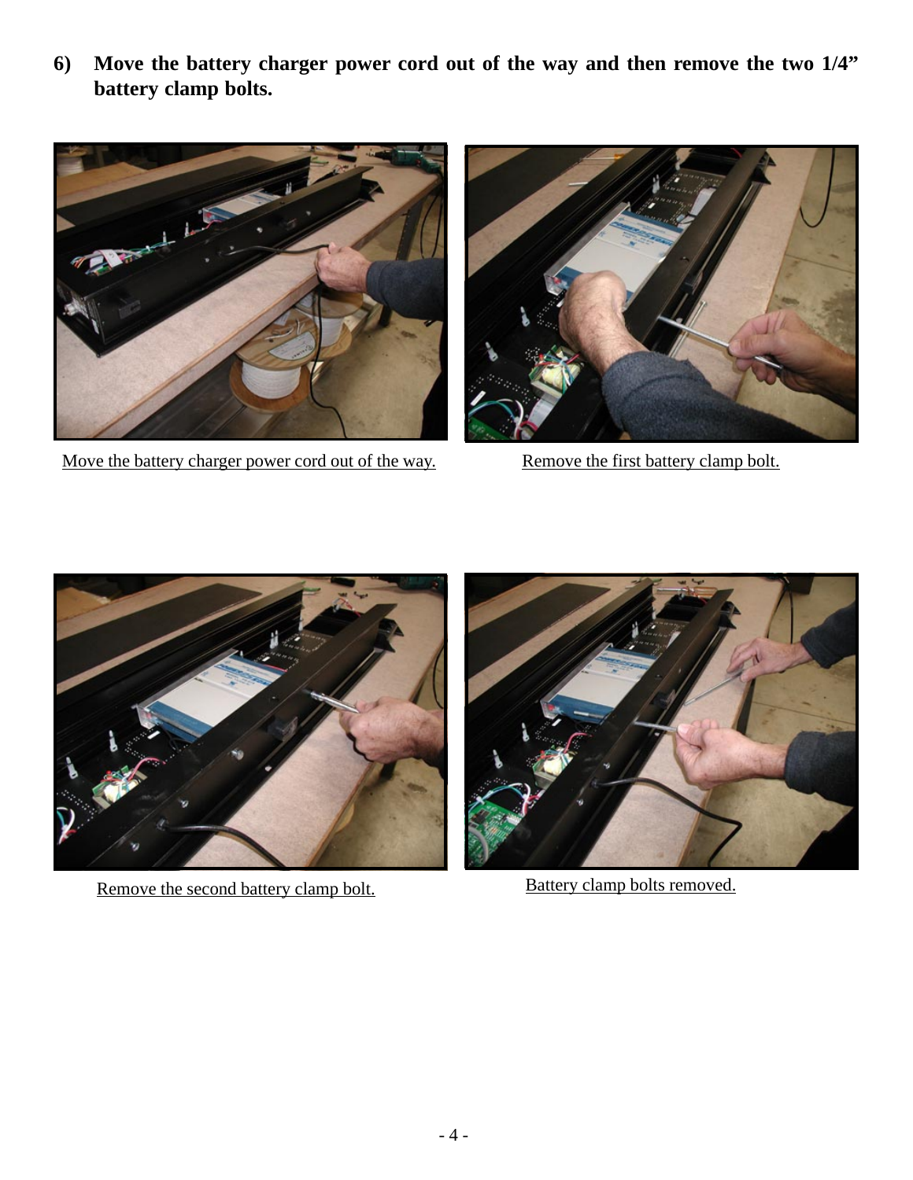**6) Move the battery charger power cord out of the way and then remove the two 1/4" battery clamp bolts.**

Move the battery charger power cord out of the way.

Remove the first battery clamp bolt.

Remove the second battery clamp bolt.

Battery clamp bolts removed.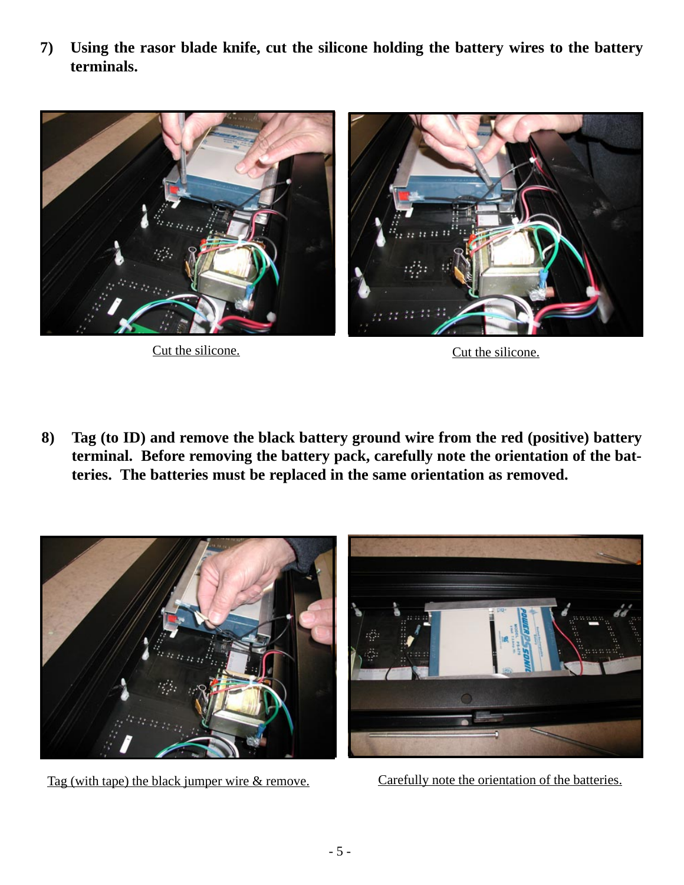**7) Using the rasor blade knife, cut the silicone holding the battery wires to the battery terminals.**

Cut the silicone.

Cut the silicone.

**8) Tag (to ID) and remove the black battery ground wire from the red (positive) battery terminal. Before removing the battery pack, carefully note the orientation of the batteries. The batteries must be replaced in the same orientation as removed.**

Tag (with tape) the black jumper wire & remove.

Carefully note the orientation of the batteries.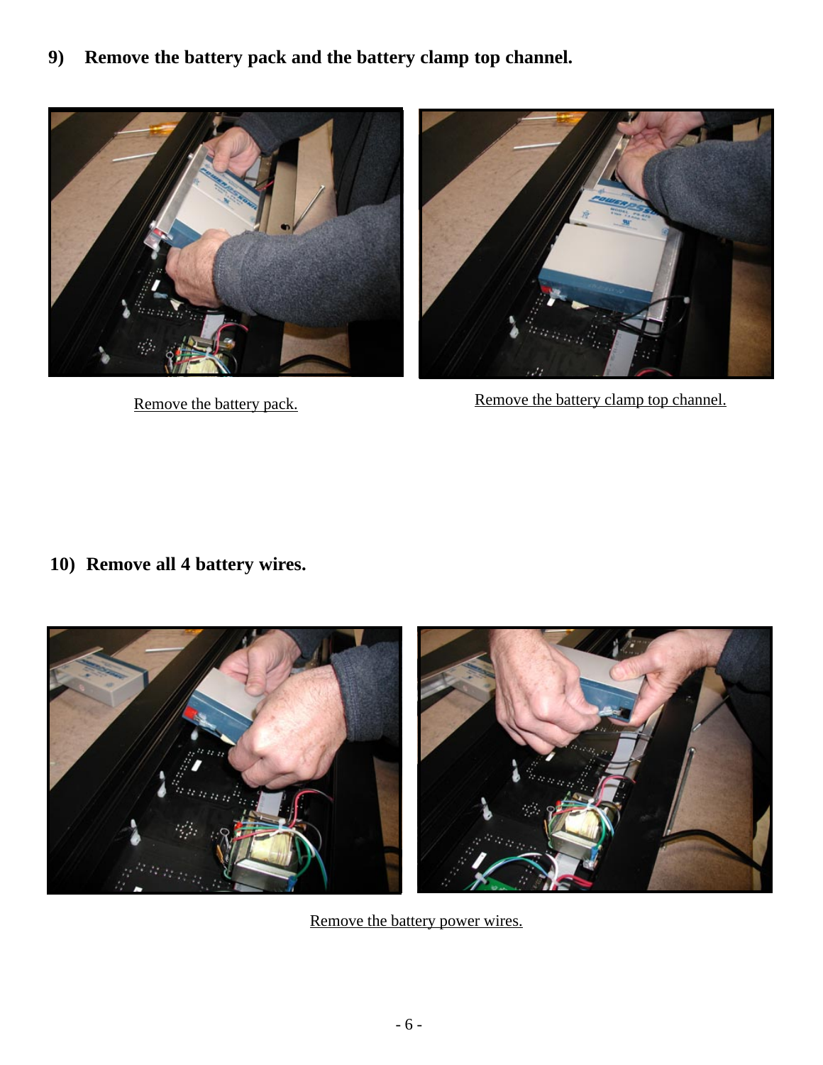**9) Remove the battery pack and the battery clamp top channel.**

Remove the battery pack.

Remove the battery clamp top channel.

**10) Remove all 4 battery wires.**

Remove the battery power wires.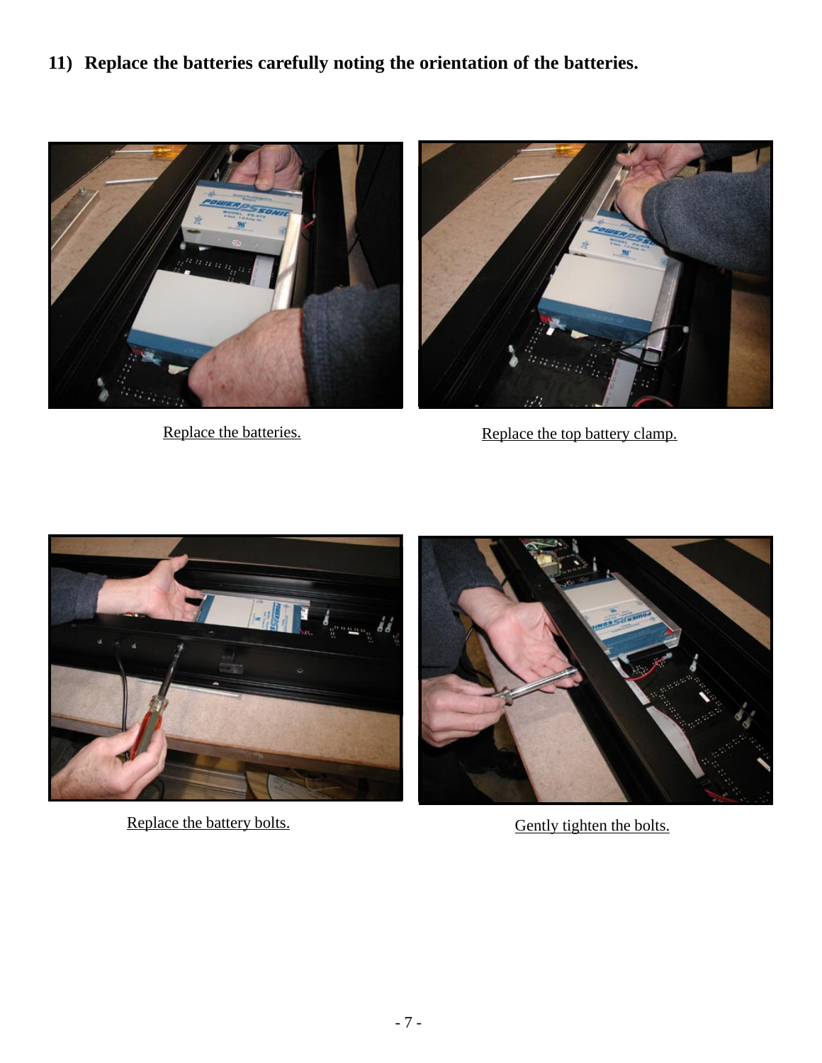### 11) Replace the batteries carefully noting the orientation of the batteries.

Replace the batteries.

Replace the top battery clamp.

Replace the battery bolts.

Gently tighten the bolts.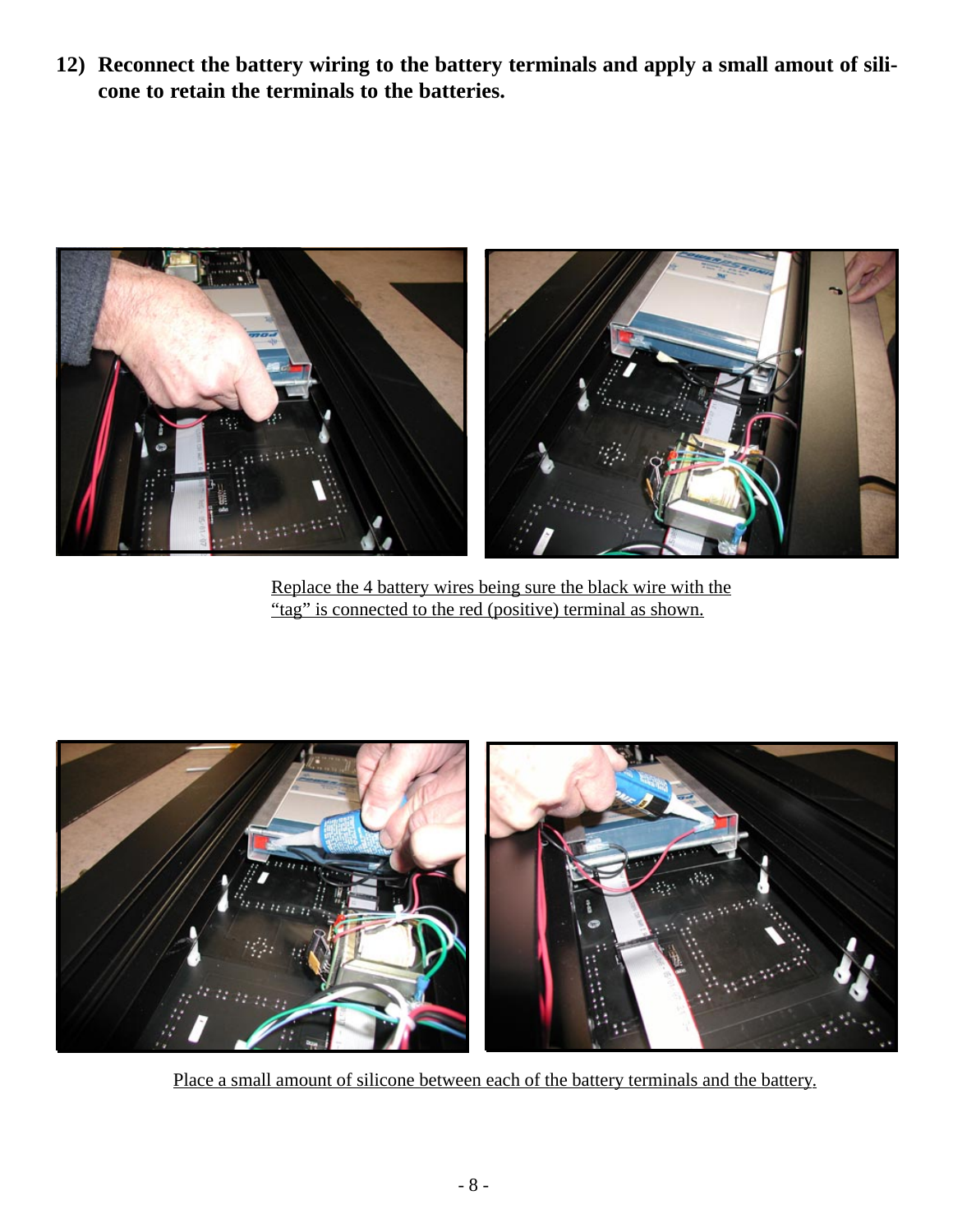**12) Reconnect the battery wiring to the battery terminals and apply a small amout of silicone to retain the terminals to the batteries.**

Replace the 4 battery wires being sure the black wire with the "tag" is connected to the red (positive) terminal as shown.

Place a small amount of silicone between each of the battery terminals and the battery.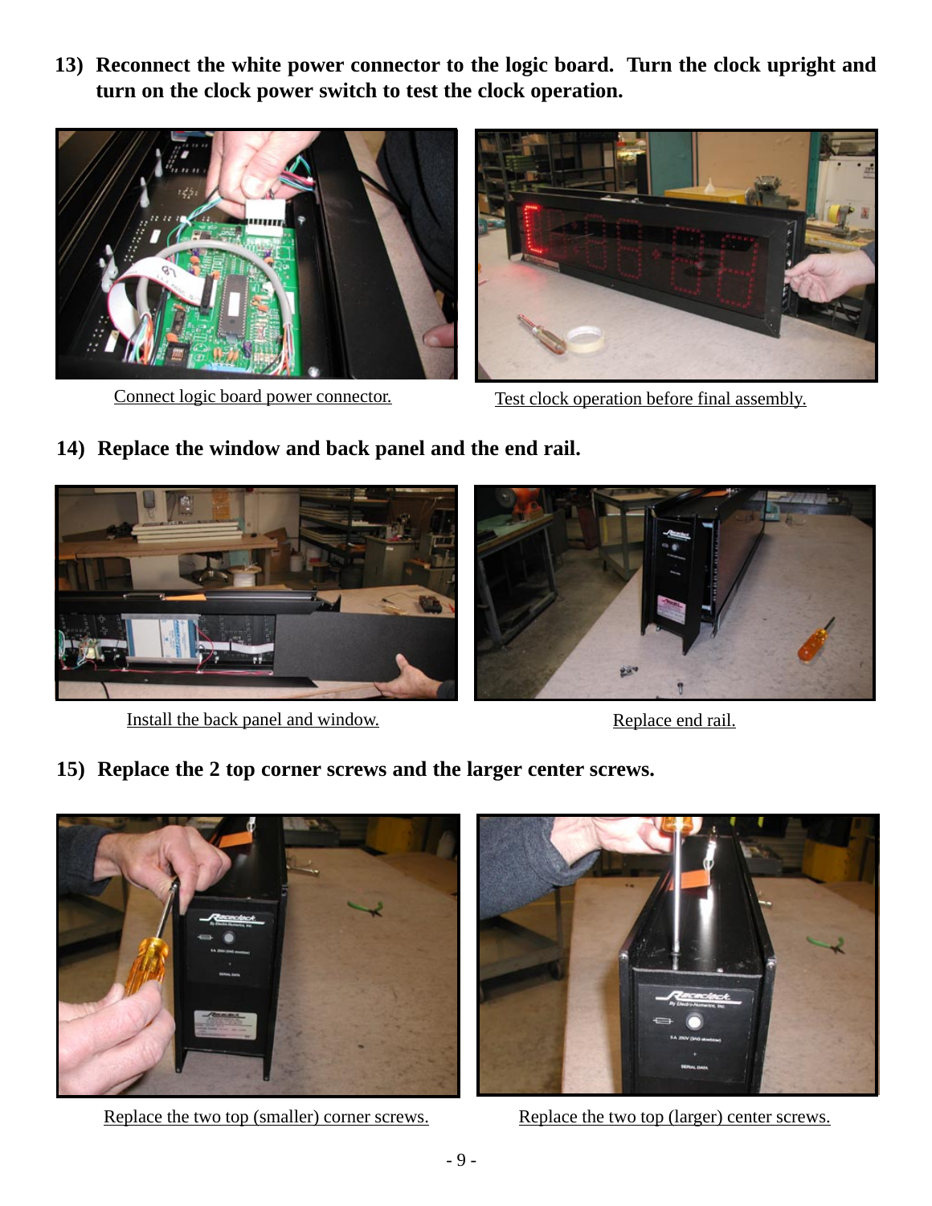**13) Reconnect the white power connector to the logic board. Turn the clock upright and turn on the clock power switch to test the clock operation.**

Connect logic board power connector.

Test clock operation before final assembly.

**14) Replace the window and back panel and the end rail.**

Install the back panel and window.

Replace end rail.

**15) Replace the 2 top corner screws and the larger center screws.**

Replace the two top (smaller) corner screws.

Replace the two top (larger) center screws.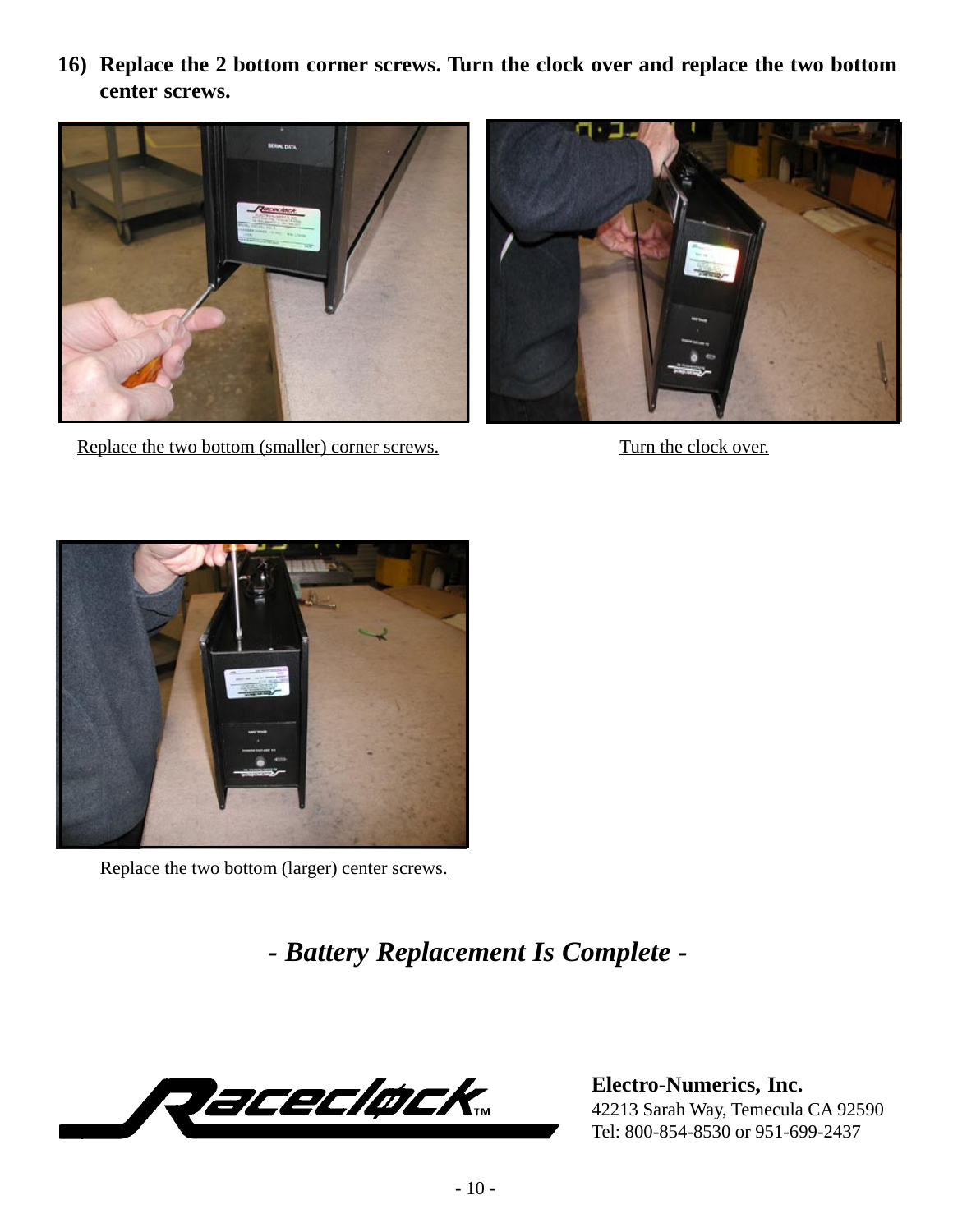16) **Replace the 2 bottom corner screws. Turn the clock over and replace the two bottom center screws.**

Replace the two bottom (smaller) corner screws.

Turn the clock over.

Replace the two bottom (larger) center screws.

## *- Battery Replacement Is Complete -*

**Electro-Numerics, Inc.**
42213 Sarah Way, Temecula CA 92590
Tel: 800-854-8530 or 951-699-2437